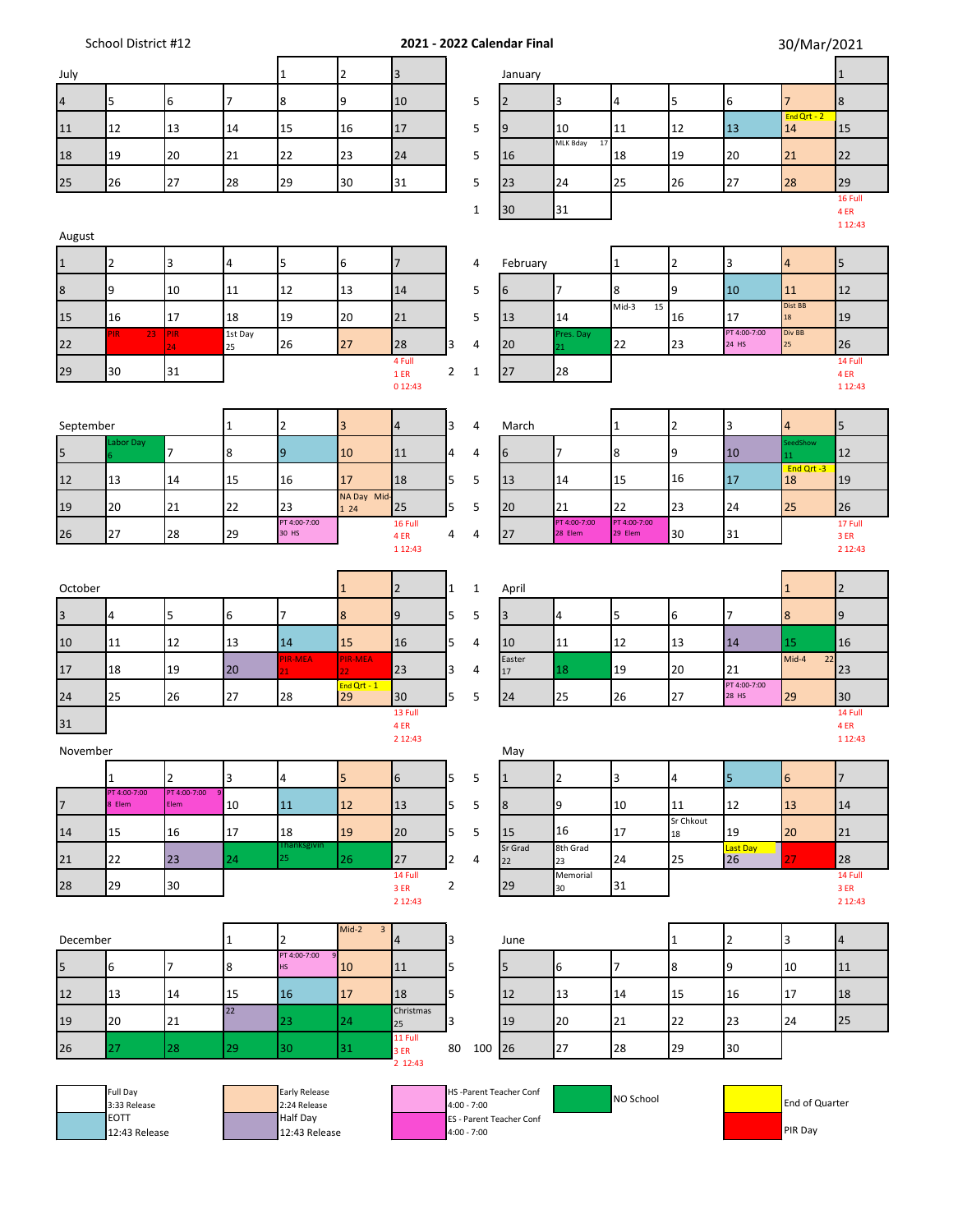School District #12

**2021 - 2022 Calendar Final**

30/Mar/2021

## July

| | | | | | | | |
|---|---|---|---|---|---|---|---|
| | | | | 1 | 2 | 3 | |
| 4 | 5 | 6 | 7 | 8 | 9 | 10 | 5 |
| 11 | 12 | 13 | 14 | 15 | 16 | 17 | 5 |
| 18 | 19 | 20 | 21 | 22 | 23 | 24 | 5 |
| 25 | 26 | 27 | 28 | 29 | 30 | 31 | 5 |
| | | | | | | | 1 |

## August

| | | | | | | | | |
|---|---|---|---|---|---|---|---|---|
| 1 | 2 | 3 | 4 | 5 | 6 | 7 | | 4 |
| 8 | 9 | 10 | 11 | 12 | 13 | 14 | | 5 |
| 15 | 16 | 17 | 18 | 19 | 20 | 21 | | 5 |
| 22 | PIR 23 | PIR 24 | 1st Day 25 | 26 | 27 | 28 | 3 | 4 |
| 29 | 30 | 31 | | | | 4 Full<br>1 ER<br>0 12:43 | 2 | 1 |

## September

| | | | | | | | | |
|---|---|---|---|---|---|---|---|---|
| | | | 1 | 2 | 3 | 4 | 3 | 4 |
| 5 | Labor Day 6 | 7 | 8 | 9 | 10 | 11 | 4 | 4 |
| 12 | 13 | 14 | 15 | 16 | 17 | 18 | 5 | 5 |
| 19 | 20 | 21 | 22 | 23 | NA Day Mid-1 24 | 25 | 5 | 5 |
| 26 | 27 | 28 | 29 | PT 4:00-7:00 30 HS | | 16 Full<br>4 ER<br>1 12:43 | 4 | 4 |

## October

| | | | | | | | | |
|---|---|---|---|---|---|---|---|---|
| | | | | | 1 | 2 | 1 | 1 |
| 3 | 4 | 5 | 6 | 7 | 8 | 9 | 5 | 5 |
| 10 | 11 | 12 | 13 | 14 | 15 | 16 | 5 | 4 |
| 17 | 18 | 19 | 20 | PIR-MEA 21 | PIR-MEA 22 | 23 | 3 | 4 |
| 24 | 25 | 26 | 27 | 28 | End Qrt - 1 29 | 30 | 5 | 5 |
| 31 | | | | | | 13 Full<br>4 ER<br>2 12:43 | | |

## November

| | | | | | | | | |
|---|---|---|---|---|---|---|---|---|
| | 1 | 2 | 3 | 4 | 5 | 6 | 5 | 5 |
| 7 | PT 4:00-7:00 8 Elem | PT 4:00-7:00 9 Elem | 10 | 11 | 12 | 13 | 5 | 5 |
| 14 | 15 | 16 | 17 | 18 | 19 | 20 | 5 | 5 |
| 21 | 22 | 23 | 24 | Thanksgivin 25 | 26 | 27 | 2 | 4 |
| 28 | 29 | 30 | | | | 14 Full<br>3 ER<br>2 12:43 | 2 | |

## December

| | | | | | | | | |
|---|---|---|---|---|---|---|---|---|
| | | | 1 | 2 | Mid-2 3 | 4 | 3 | |
| 5 | 6 | 7 | 8 | PT 4:00-7:00 9 HS | 10 | 11 | 5 | |
| 12 | 13 | 14 | 15 | 16 | 17 | 18 | 5 | |
| 19 | 20 | 21 | 22 | 23 | 24 | Christmas 25 | 3 | |
| 26 | 27 | 28 | 29 | 30 | 31 | 11 Full<br>3 ER<br>2 12:43 | 80 | 100 |

## January

| | | | | | | |
|---|---|---|---|---|---|---|
| | | | | | | 1 |
| 2 | 3 | 4 | 5 | 6 | 7 | 8 |
| 9 | 10 | 11 | 12 | 13 | End Qrt - 2 14 | 15 |
| 16 | MLK Bday 17 | 18 | 19 | 20 | 21 | 22 |
| 23 | 24 | 25 | 26 | 27 | 28 | 29 |
| 30 | 31 | | | | | 16 Full<br>4 ER<br>1 12:43 |

## February

| | | | | | | |
|---|---|---|---|---|---|---|
| | | 1 | 2 | 3 | 4 | 5 |
| 6 | 7 | 8 | 9 | 10 | 11 | 12 |
| 13 | 14 | Mid-3 15 | 16 | 17 | Dist BB 18 | 19 |
| 20 | Pres. Day 21 | 22 | 23 | PT 4:00-7:00 24 HS | Div BB 25 | 26 |
| 27 | 28 | | | | | 14 Full<br>4 ER<br>1 12:43 |

## March

| | | | | | | |
|---|---|---|---|---|---|---|
| | | 1 | 2 | 3 | 4 | 5 |
| 6 | 7 | 8 | 9 | 10 | SeedShow 11 | 12 |
| 13 | 14 | 15 | 16 | 17 | End Qrt -3 18 | 19 |
| 20 | 21 | 22 | 23 | 24 | 25 | 26 |
| 27 | PT 4:00-7:00 28 Elem | PT 4:00-7:00 29 Elem | 30 | 31 | | 17 Full<br>3 ER<br>2 12:43 |

## April

| | | | | | | |
|---|---|---|---|---|---|---|
| | | | | | 1 | 2 |
| 3 | 4 | 5 | 6 | 7 | 8 | 9 |
| 10 | 11 | 12 | 13 | 14 | 15 | 16 |
| Easter 17 | 18 | 19 | 20 | 21 | Mid-4 22 | 23 |
| 24 | 25 | 26 | 27 | PT 4:00-7:00 28 HS | 29 | 30 |
| | | | | | | 14 Full<br>4 ER<br>1 12:43 |

## May

| | | | | | | |
|---|---|---|---|---|---|---|
| 1 | 2 | 3 | 4 | 5 | 6 | 7 |
| 8 | 9 | 10 | 11 | 12 | 13 | 14 |
| 15 | 16 | 17 | Sr Chkout 18 | 19 | 20 | 21 |
| Sr Grad 22 | 8th Grad 23 | 24 | 25 | Last Day 26 | 27 | 28 |
| 29 | Memorial 30 | 31 | | | | 14 Full<br>3 ER<br>2 12:43 |

## June

| | | | | | | |
|---|---|---|---|---|---|---|
| | | | 1 | 2 | 3 | 4 |
| 5 | 6 | 7 | 8 | 9 | 10 | 11 |
| 12 | 13 | 14 | 15 | 16 | 17 | 18 |
| 19 | 20 | 21 | 22 | 23 | 24 | 25 |
| 26 | 27 | 28 | 29 | 30 | | |

## Legend

| Color | Meaning |
|---|---|
| White | Full Day 3:33 Release |
| Light blue | EOTT 12:43 Release |
| Peach | Early Release 2:24 Release |
| Purple | Half Day 12:43 Release |
| Light pink | HS -Parent Teacher Conf 4:00 - 7:00 |
| Magenta | ES - Parent Teacher Conf 4:00 - 7:00 |
| Green | NO School |
| Yellow | End of Quarter |
| Red | PIR Day |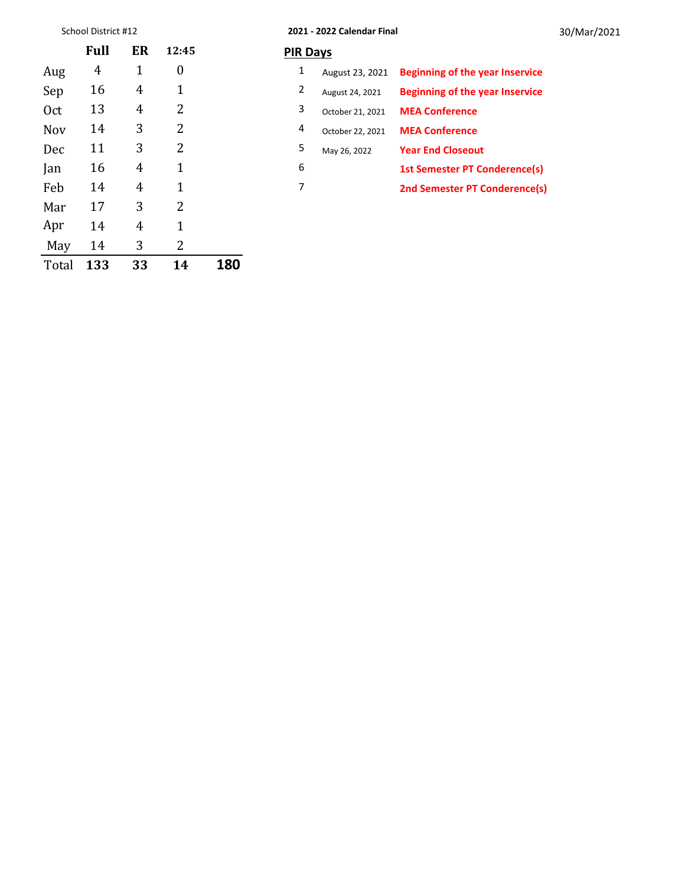School District #12

**2021 - 2022 Calendar Final**

30/Mar/2021

| | Full | ER | 12:45 | |
|---|---|---|---|---|
| Aug | 4 | 1 | 0 | |
| Sep | 16 | 4 | 1 | |
| Oct | 13 | 4 | 2 | |
| Nov | 14 | 3 | 2 | |
| Dec | 11 | 3 | 2 | |
| Jan | 16 | 4 | 1 | |
| Feb | 14 | 4 | 1 | |
| Mar | 17 | 3 | 2 | |
| Apr | 14 | 4 | 1 | |
| May | 14 | 3 | 2 | |
| Total | **133** | **33** | **14** | **180** |

## PIR Days

| | | |
|---|---|---|
| 1 | August 23, 2021 | **Beginning of the year Inservice** |
| 2 | August 24, 2021 | **Beginning of the year Inservice** |
| 3 | October 21, 2021 | **MEA Conference** |
| 4 | October 22, 2021 | **MEA Conference** |
| 5 | May 26, 2022 | **Year End Closeout** |
| 6 | | **1st Semester PT Conderence(s)** |
| 7 | | **2nd Semester PT Conderence(s)** |